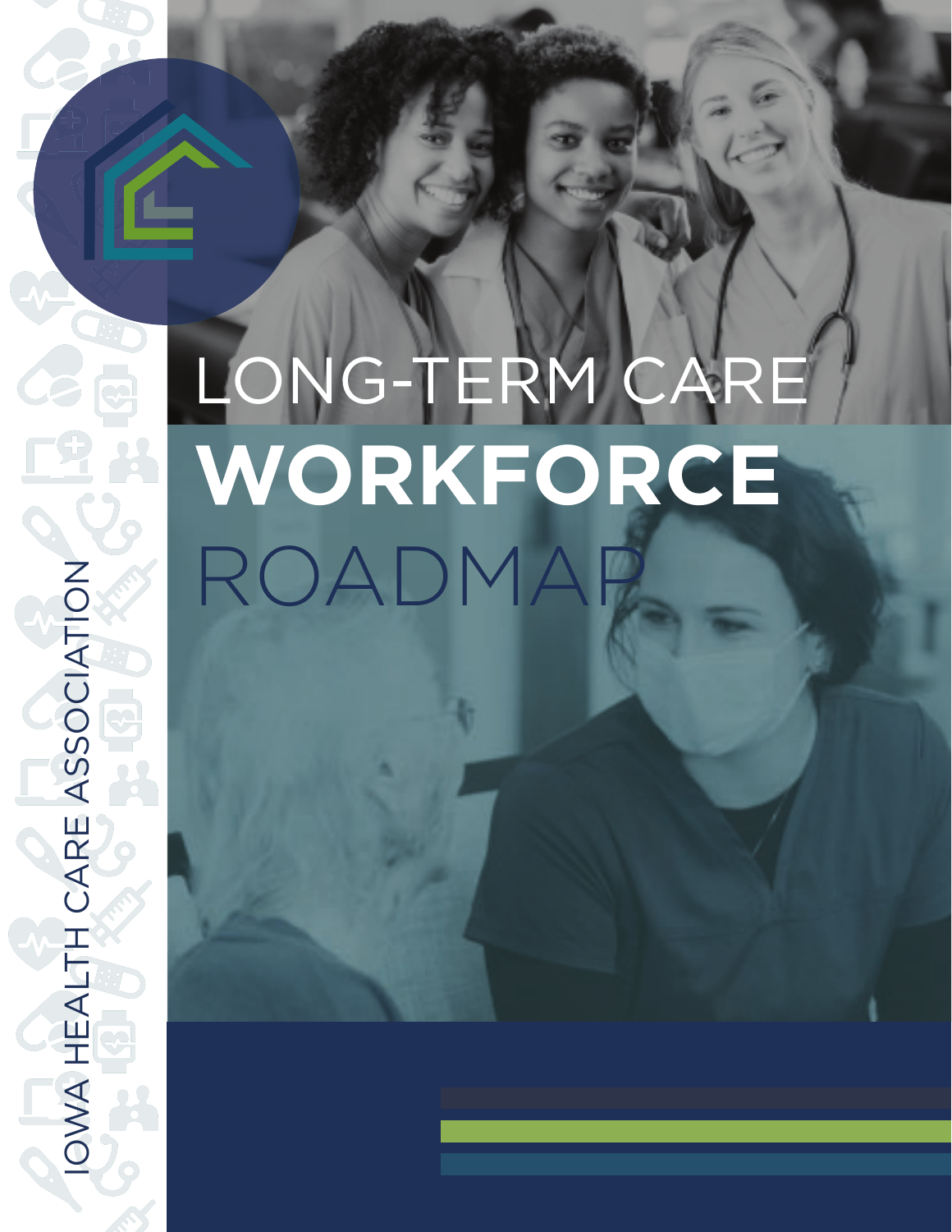IOWA HEALTH CARE ASSOCIATION

# LONG-TERM CARE **WORKFORCE** ROADMAP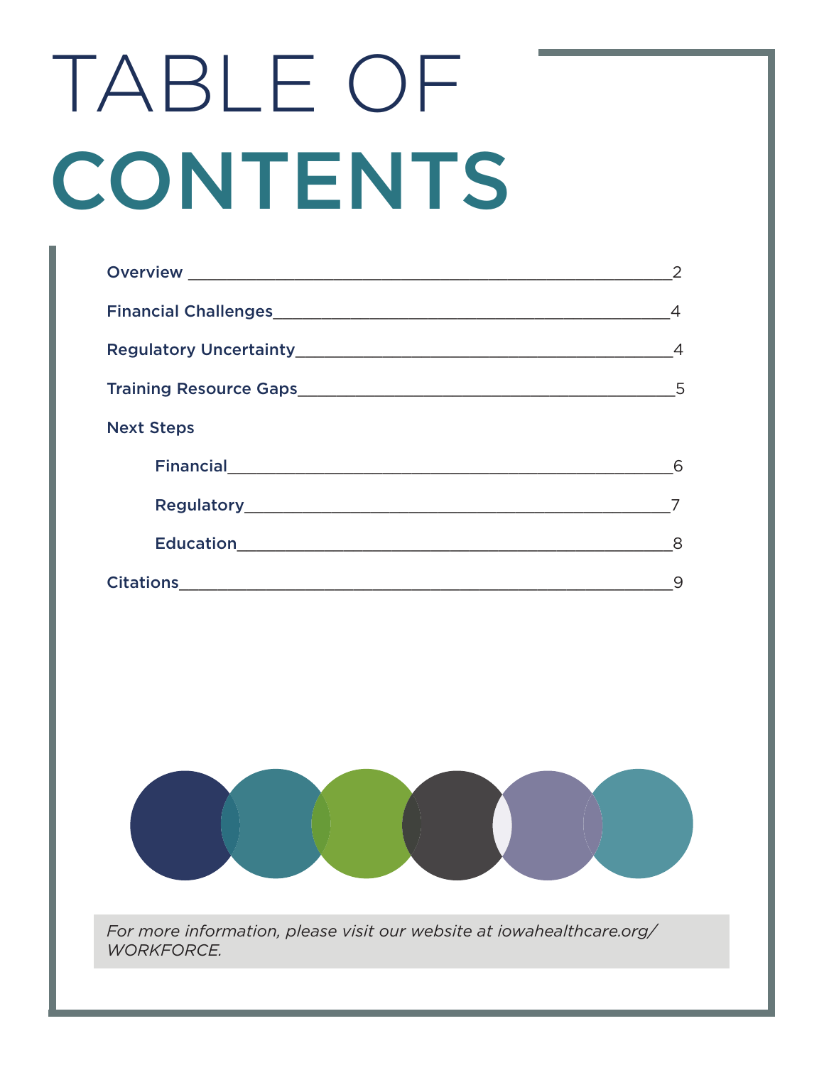# TABLE OF CONTENTS

- Overview ........ 2
- Financial Challenges ........ 4
- Regulatory Uncertainty ........ 4
- Training Resource Gaps ........ 5
- Next Steps
  - Financial ........ 6
  - Regulatory ........ 7
  - Education ........ 8
- Citations ........ 9

*For more information, please visit our website at iowahealthcare.org/WORKFORCE.*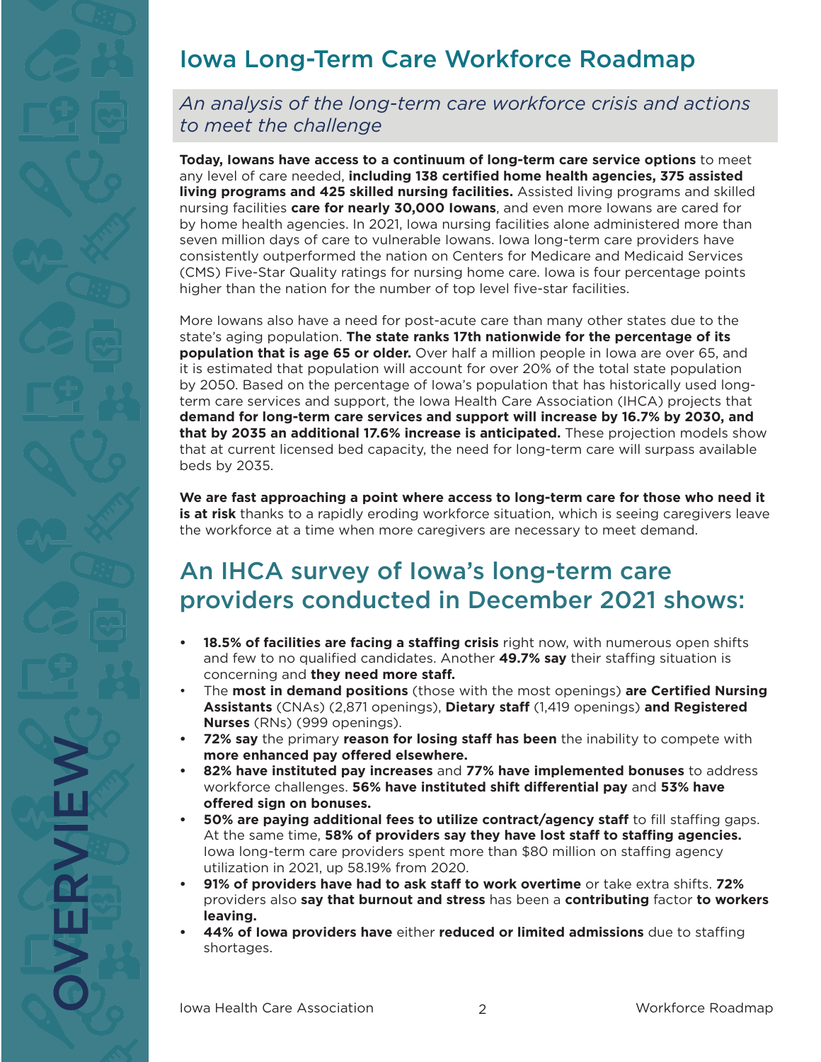# Iowa Long-Term Care Workforce Roadmap

*An analysis of the long-term care workforce crisis and actions to meet the challenge*

OVERVIEW

**Today, Iowans have access to a continuum of long-term care service options** to meet any level of care needed, **including 138 certified home health agencies, 375 assisted living programs and 425 skilled nursing facilities.** Assisted living programs and skilled nursing facilities **care for nearly 30,000 Iowans**, and even more Iowans are cared for by home health agencies. In 2021, Iowa nursing facilities alone administered more than seven million days of care to vulnerable Iowans. Iowa long-term care providers have consistently outperformed the nation on Centers for Medicare and Medicaid Services (CMS) Five-Star Quality ratings for nursing home care. Iowa is four percentage points higher than the nation for the number of top level five-star facilities.

More Iowans also have a need for post-acute care than many other states due to the state's aging population. **The state ranks 17th nationwide for the percentage of its population that is age 65 or older.** Over half a million people in Iowa are over 65, and it is estimated that population will account for over 20% of the total state population by 2050. Based on the percentage of Iowa's population that has historically used long-term care services and support, the Iowa Health Care Association (IHCA) projects that **demand for long-term care services and support will increase by 16.7% by 2030, and that by 2035 an additional 17.6% increase is anticipated.** These projection models show that at current licensed bed capacity, the need for long-term care will surpass available beds by 2035.

**We are fast approaching a point where access to long-term care for those who need it is at risk** thanks to a rapidly eroding workforce situation, which is seeing caregivers leave the workforce at a time when more caregivers are necessary to meet demand.

## An IHCA survey of Iowa's long-term care providers conducted in December 2021 shows:

- **18.5% of facilities are facing a staffing crisis** right now, with numerous open shifts and few to no qualified candidates. Another **49.7% say** their staffing situation is concerning and **they need more staff.**
- The **most in demand positions** (those with the most openings) **are Certified Nursing Assistants** (CNAs) (2,871 openings), **Dietary staff** (1,419 openings) **and Registered Nurses** (RNs) (999 openings).
- **72% say** the primary **reason for losing staff has been** the inability to compete with **more enhanced pay offered elsewhere.**
- **82% have instituted pay increases** and **77% have implemented bonuses** to address workforce challenges. **56% have instituted shift differential pay** and **53% have offered sign on bonuses.**
- **50% are paying additional fees to utilize contract/agency staff** to fill staffing gaps. At the same time, **58% of providers say they have lost staff to staffing agencies.** Iowa long-term care providers spent more than $80 million on staffing agency utilization in 2021, up 58.19% from 2020.
- **91% of providers have had to ask staff to work overtime** or take extra shifts. **72%** providers also **say that burnout and stress** has been a **contributing** factor **to workers leaving.**
- **44% of Iowa providers have** either **reduced or limited admissions** due to staffing shortages.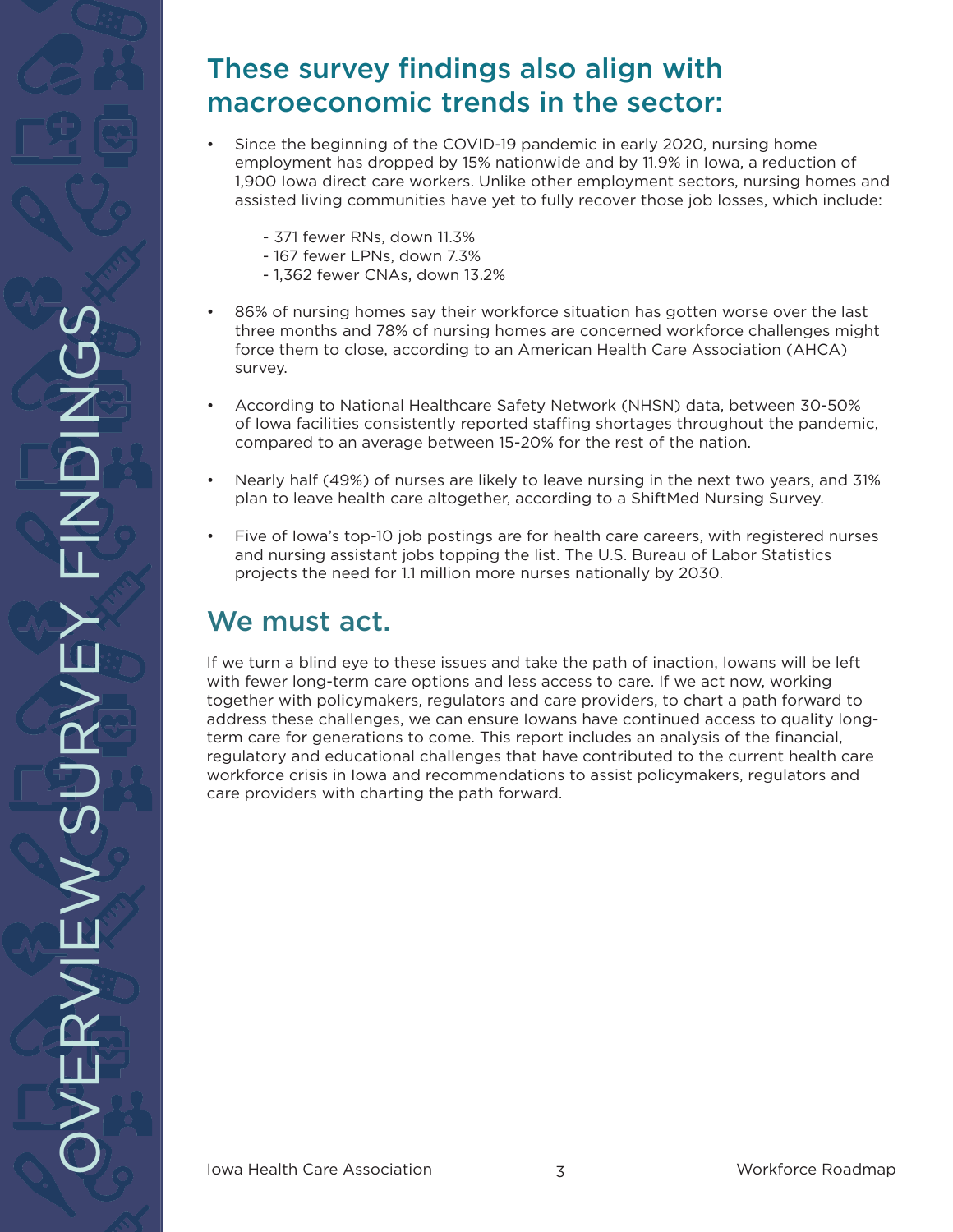## These survey findings also align with macroeconomic trends in the sector:

- Since the beginning of the COVID-19 pandemic in early 2020, nursing home employment has dropped by 15% nationwide and by 11.9% in Iowa, a reduction of 1,900 Iowa direct care workers. Unlike other employment sectors, nursing homes and assisted living communities have yet to fully recover those job losses, which include:

  - 371 fewer RNs, down 11.3%
  - 167 fewer LPNs, down 7.3%
  - 1,362 fewer CNAs, down 13.2%

- 86% of nursing homes say their workforce situation has gotten worse over the last three months and 78% of nursing homes are concerned workforce challenges might force them to close, according to an American Health Care Association (AHCA) survey.

- According to National Healthcare Safety Network (NHSN) data, between 30-50% of Iowa facilities consistently reported staffing shortages throughout the pandemic, compared to an average between 15-20% for the rest of the nation.

- Nearly half (49%) of nurses are likely to leave nursing in the next two years, and 31% plan to leave health care altogether, according to a ShiftMed Nursing Survey.

- Five of Iowa's top-10 job postings are for health care careers, with registered nurses and nursing assistant jobs topping the list. The U.S. Bureau of Labor Statistics projects the need for 1.1 million more nurses nationally by 2030.

## We must act.

If we turn a blind eye to these issues and take the path of inaction, Iowans will be left with fewer long-term care options and less access to care. If we act now, working together with policymakers, regulators and care providers, to chart a path forward to address these challenges, we can ensure Iowans have continued access to quality long-term care for generations to come. This report includes an analysis of the financial, regulatory and educational challenges that have contributed to the current health care workforce crisis in Iowa and recommendations to assist policymakers, regulators and care providers with charting the path forward.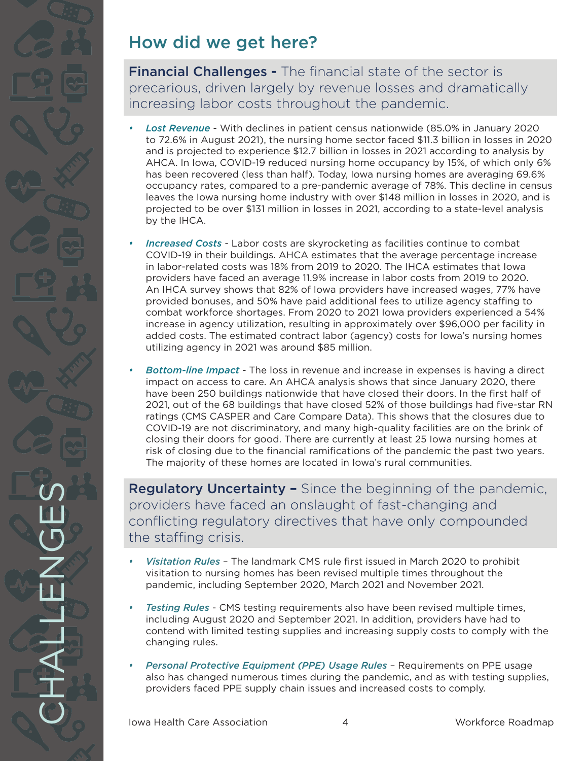## How did we get here?

**Financial Challenges -** The financial state of the sector is precarious, driven largely by revenue losses and dramatically increasing labor costs throughout the pandemic.

- *Lost Revenue* - With declines in patient census nationwide (85.0% in January 2020 to 72.6% in August 2021), the nursing home sector faced $11.3 billion in losses in 2020 and is projected to experience $12.7 billion in losses in 2021 according to analysis by AHCA. In Iowa, COVID-19 reduced nursing home occupancy by 15%, of which only 6% has been recovered (less than half). Today, Iowa nursing homes are averaging 69.6% occupancy rates, compared to a pre-pandemic average of 78%. This decline in census leaves the Iowa nursing home industry with over $148 million in losses in 2020, and is projected to be over $131 million in losses in 2021, according to a state-level analysis by the IHCA.

- *Increased Costs* - Labor costs are skyrocketing as facilities continue to combat COVID-19 in their buildings. AHCA estimates that the average percentage increase in labor-related costs was 18% from 2019 to 2020. The IHCA estimates that Iowa providers have faced an average 11.9% increase in labor costs from 2019 to 2020. An IHCA survey shows that 82% of Iowa providers have increased wages, 77% have provided bonuses, and 50% have paid additional fees to utilize agency staffing to combat workforce shortages. From 2020 to 2021 Iowa providers experienced a 54% increase in agency utilization, resulting in approximately over $96,000 per facility in added costs. The estimated contract labor (agency) costs for Iowa's nursing homes utilizing agency in 2021 was around $85 million.

- *Bottom-line Impact* - The loss in revenue and increase in expenses is having a direct impact on access to care. An AHCA analysis shows that since January 2020, there have been 250 buildings nationwide that have closed their doors. In the first half of 2021, out of the 68 buildings that have closed 52% of those buildings had five-star RN ratings (CMS CASPER and Care Compare Data). This shows that the closures due to COVID-19 are not discriminatory, and many high-quality facilities are on the brink of closing their doors for good. There are currently at least 25 Iowa nursing homes at risk of closing due to the financial ramifications of the pandemic the past two years. The majority of these homes are located in Iowa's rural communities.

**Regulatory Uncertainty –** Since the beginning of the pandemic, providers have faced an onslaught of fast-changing and conflicting regulatory directives that have only compounded the staffing crisis.

- *Visitation Rules* – The landmark CMS rule first issued in March 2020 to prohibit visitation to nursing homes has been revised multiple times throughout the pandemic, including September 2020, March 2021 and November 2021.

- *Testing Rules* - CMS testing requirements also have been revised multiple times, including August 2020 and September 2021. In addition, providers have had to contend with limited testing supplies and increasing supply costs to comply with the changing rules.

- *Personal Protective Equipment (PPE) Usage Rules* – Requirements on PPE usage also has changed numerous times during the pandemic, and as with testing supplies, providers faced PPE supply chain issues and increased costs to comply.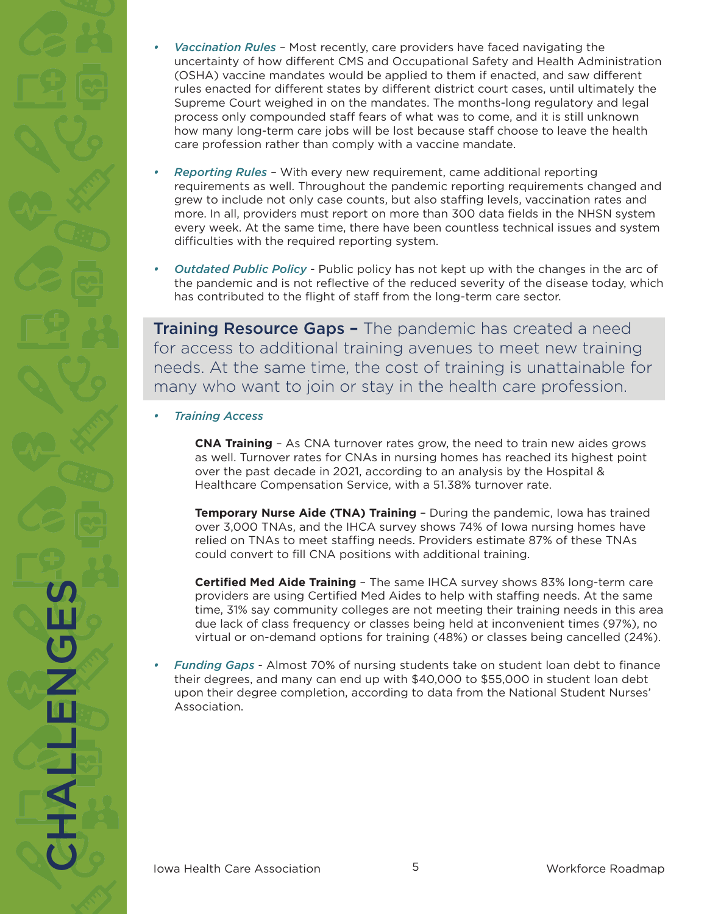- *Vaccination Rules* – Most recently, care providers have faced navigating the uncertainty of how different CMS and Occupational Safety and Health Administration (OSHA) vaccine mandates would be applied to them if enacted, and saw different rules enacted for different states by different district court cases, until ultimately the Supreme Court weighed in on the mandates. The months-long regulatory and legal process only compounded staff fears of what was to come, and it is still unknown how many long-term care jobs will be lost because staff choose to leave the health care profession rather than comply with a vaccine mandate.

- *Reporting Rules* – With every new requirement, came additional reporting requirements as well. Throughout the pandemic reporting requirements changed and grew to include not only case counts, but also staffing levels, vaccination rates and more. In all, providers must report on more than 300 data fields in the NHSN system every week. At the same time, there have been countless technical issues and system difficulties with the required reporting system.

- *Outdated Public Policy* - Public policy has not kept up with the changes in the arc of the pandemic and is not reflective of the reduced severity of the disease today, which has contributed to the flight of staff from the long-term care sector.

**Training Resource Gaps –** The pandemic has created a need for access to additional training avenues to meet new training needs. At the same time, the cost of training is unattainable for many who want to join or stay in the health care profession.

- *Training Access*

  **CNA Training** – As CNA turnover rates grow, the need to train new aides grows as well. Turnover rates for CNAs in nursing homes has reached its highest point over the past decade in 2021, according to an analysis by the Hospital & Healthcare Compensation Service, with a 51.38% turnover rate.

  **Temporary Nurse Aide (TNA) Training** – During the pandemic, Iowa has trained over 3,000 TNAs, and the IHCA survey shows 74% of Iowa nursing homes have relied on TNAs to meet staffing needs. Providers estimate 87% of these TNAs could convert to fill CNA positions with additional training.

  **Certified Med Aide Training** – The same IHCA survey shows 83% long-term care providers are using Certified Med Aides to help with staffing needs. At the same time, 31% say community colleges are not meeting their training needs in this area due lack of class frequency or classes being held at inconvenient times (97%), no virtual or on-demand options for training (48%) or classes being cancelled (24%).

- *Funding Gaps* - Almost 70% of nursing students take on student loan debt to finance their degrees, and many can end up with $40,000 to $55,000 in student loan debt upon their degree completion, according to data from the National Student Nurses' Association.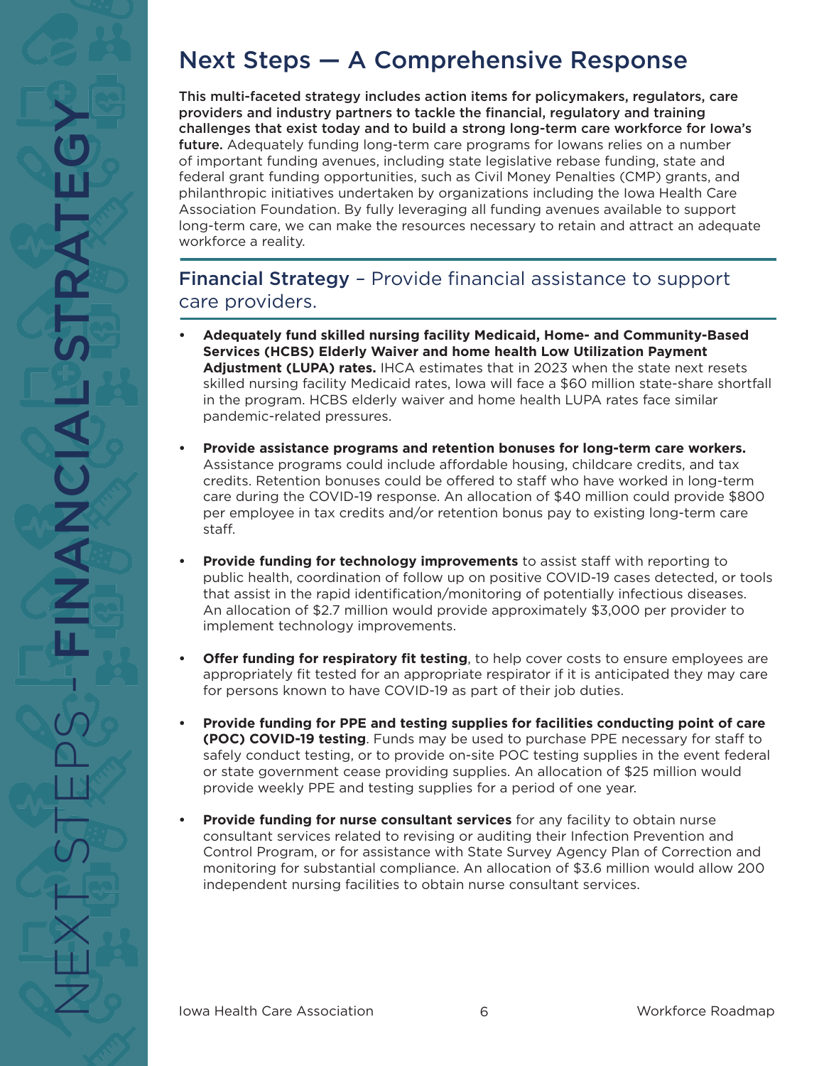# Next Steps — A Comprehensive Response

**This multi-faceted strategy includes action items for policymakers, regulators, care providers and industry partners to tackle the financial, regulatory and training challenges that exist today and to build a strong long-term care workforce for Iowa's future.** Adequately funding long-term care programs for Iowans relies on a number of important funding avenues, including state legislative rebase funding, state and federal grant funding opportunities, such as Civil Money Penalties (CMP) grants, and philanthropic initiatives undertaken by organizations including the Iowa Health Care Association Foundation. By fully leveraging all funding avenues available to support long-term care, we can make the resources necessary to retain and attract an adequate workforce a reality.

## Financial Strategy – Provide financial assistance to support care providers.

- **Adequately fund skilled nursing facility Medicaid, Home- and Community-Based Services (HCBS) Elderly Waiver and home health Low Utilization Payment Adjustment (LUPA) rates.** IHCA estimates that in 2023 when the state next resets skilled nursing facility Medicaid rates, Iowa will face a $60 million state-share shortfall in the program. HCBS elderly waiver and home health LUPA rates face similar pandemic-related pressures.

- **Provide assistance programs and retention bonuses for long-term care workers.** Assistance programs could include affordable housing, childcare credits, and tax credits. Retention bonuses could be offered to staff who have worked in long-term care during the COVID-19 response. An allocation of $40 million could provide $800 per employee in tax credits and/or retention bonus pay to existing long-term care staff.

- **Provide funding for technology improvements** to assist staff with reporting to public health, coordination of follow up on positive COVID-19 cases detected, or tools that assist in the rapid identification/monitoring of potentially infectious diseases. An allocation of $2.7 million would provide approximately $3,000 per provider to implement technology improvements.

- **Offer funding for respiratory fit testing**, to help cover costs to ensure employees are appropriately fit tested for an appropriate respirator if it is anticipated they may care for persons known to have COVID-19 as part of their job duties.

- **Provide funding for PPE and testing supplies for facilities conducting point of care (POC) COVID-19 testing**. Funds may be used to purchase PPE necessary for staff to safely conduct testing, or to provide on-site POC testing supplies in the event federal or state government cease providing supplies. An allocation of $25 million would provide weekly PPE and testing supplies for a period of one year.

- **Provide funding for nurse consultant services** for any facility to obtain nurse consultant services related to revising or auditing their Infection Prevention and Control Program, or for assistance with State Survey Agency Plan of Correction and monitoring for substantial compliance. An allocation of $3.6 million would allow 200 independent nursing facilities to obtain nurse consultant services.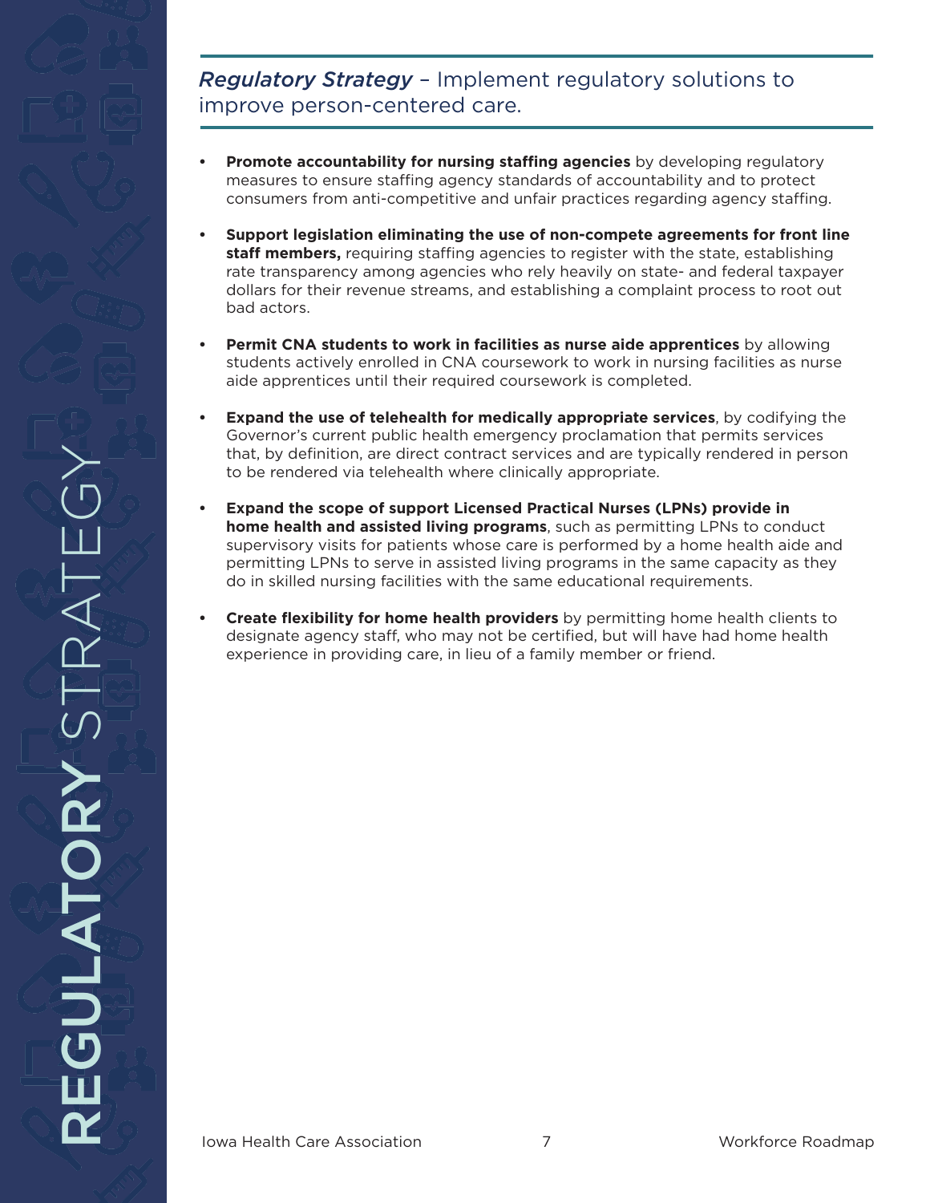## *Regulatory Strategy* – Implement regulatory solutions to improve person-centered care.

- **Promote accountability for nursing staffing agencies** by developing regulatory measures to ensure staffing agency standards of accountability and to protect consumers from anti-competitive and unfair practices regarding agency staffing.
- **Support legislation eliminating the use of non-compete agreements for front line staff members,** requiring staffing agencies to register with the state, establishing rate transparency among agencies who rely heavily on state- and federal taxpayer dollars for their revenue streams, and establishing a complaint process to root out bad actors.
- **Permit CNA students to work in facilities as nurse aide apprentices** by allowing students actively enrolled in CNA coursework to work in nursing facilities as nurse aide apprentices until their required coursework is completed.
- **Expand the use of telehealth for medically appropriate services**, by codifying the Governor's current public health emergency proclamation that permits services that, by definition, are direct contract services and are typically rendered in person to be rendered via telehealth where clinically appropriate.
- **Expand the scope of support Licensed Practical Nurses (LPNs) provide in home health and assisted living programs**, such as permitting LPNs to conduct supervisory visits for patients whose care is performed by a home health aide and permitting LPNs to serve in assisted living programs in the same capacity as they do in skilled nursing facilities with the same educational requirements.
- **Create flexibility for home health providers** by permitting home health clients to designate agency staff, who may not be certified, but will have had home health experience in providing care, in lieu of a family member or friend.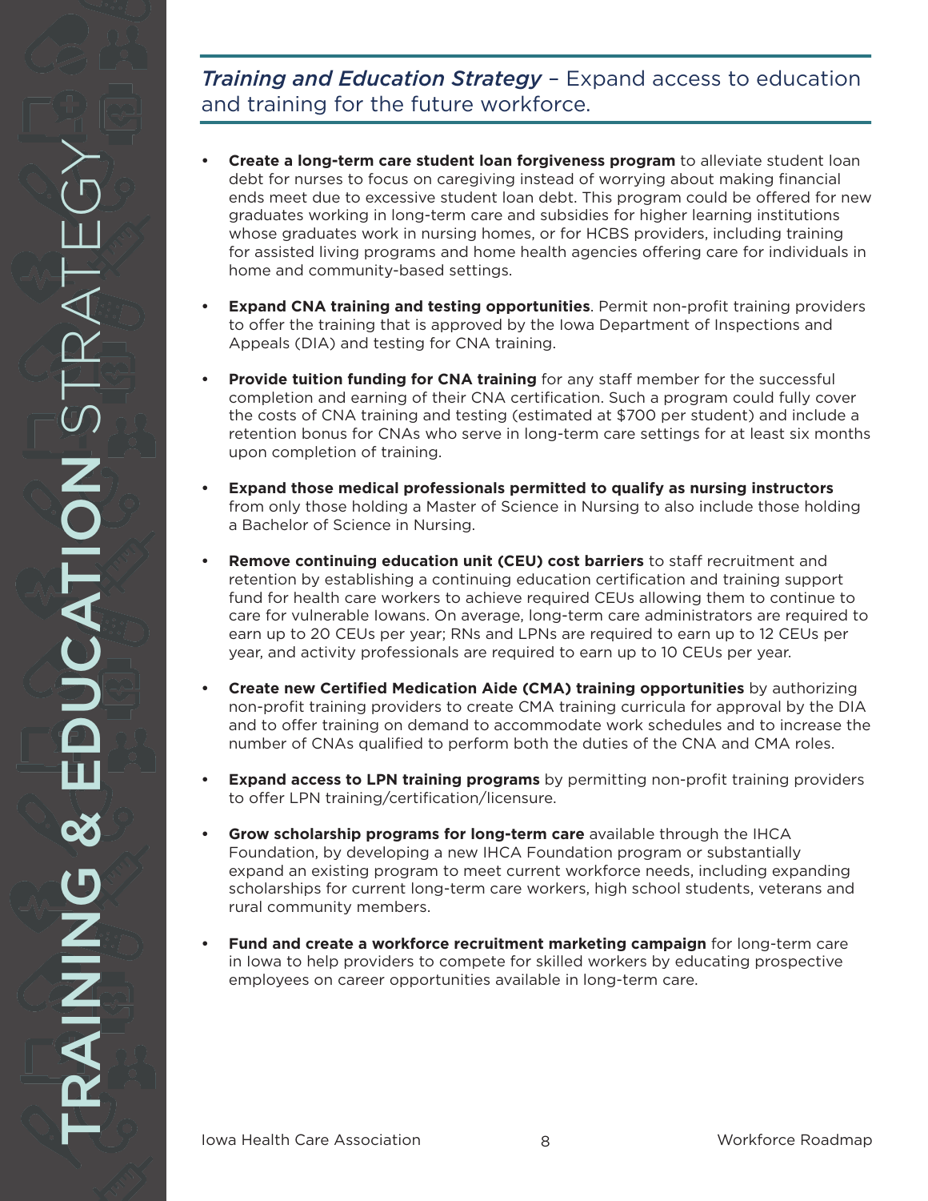## *Training and Education Strategy* – Expand access to education and training for the future workforce.

- **Create a long-term care student loan forgiveness program** to alleviate student loan debt for nurses to focus on caregiving instead of worrying about making financial ends meet due to excessive student loan debt. This program could be offered for new graduates working in long-term care and subsidies for higher learning institutions whose graduates work in nursing homes, or for HCBS providers, including training for assisted living programs and home health agencies offering care for individuals in home and community-based settings.
- **Expand CNA training and testing opportunities**. Permit non-profit training providers to offer the training that is approved by the Iowa Department of Inspections and Appeals (DIA) and testing for CNA training.
- **Provide tuition funding for CNA training** for any staff member for the successful completion and earning of their CNA certification. Such a program could fully cover the costs of CNA training and testing (estimated at $700 per student) and include a retention bonus for CNAs who serve in long-term care settings for at least six months upon completion of training.
- **Expand those medical professionals permitted to qualify as nursing instructors** from only those holding a Master of Science in Nursing to also include those holding a Bachelor of Science in Nursing.
- **Remove continuing education unit (CEU) cost barriers** to staff recruitment and retention by establishing a continuing education certification and training support fund for health care workers to achieve required CEUs allowing them to continue to care for vulnerable Iowans. On average, long-term care administrators are required to earn up to 20 CEUs per year; RNs and LPNs are required to earn up to 12 CEUs per year, and activity professionals are required to earn up to 10 CEUs per year.
- **Create new Certified Medication Aide (CMA) training opportunities** by authorizing non-profit training providers to create CMA training curricula for approval by the DIA and to offer training on demand to accommodate work schedules and to increase the number of CNAs qualified to perform both the duties of the CNA and CMA roles.
- **Expand access to LPN training programs** by permitting non-profit training providers to offer LPN training/certification/licensure.
- **Grow scholarship programs for long-term care** available through the IHCA Foundation, by developing a new IHCA Foundation program or substantially expand an existing program to meet current workforce needs, including expanding scholarships for current long-term care workers, high school students, veterans and rural community members.
- **Fund and create a workforce recruitment marketing campaign** for long-term care in Iowa to help providers to compete for skilled workers by educating prospective employees on career opportunities available in long-term care.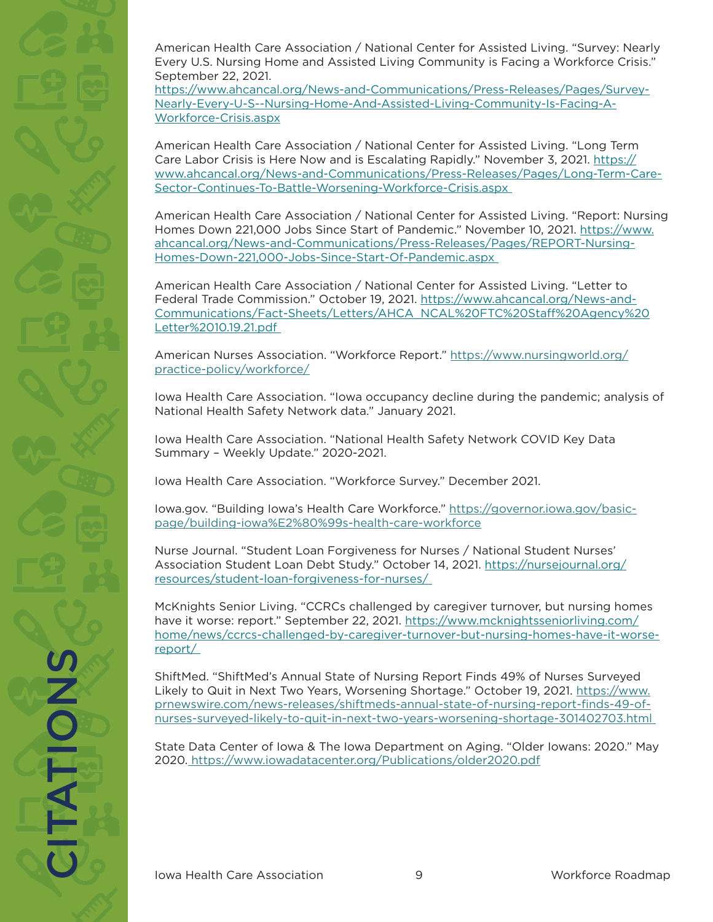# CITATIONS

American Health Care Association / National Center for Assisted Living. "Survey: Nearly Every U.S. Nursing Home and Assisted Living Community is Facing a Workforce Crisis." September 22, 2021. https://www.ahcancal.org/News-and-Communications/Press-Releases/Pages/Survey-Nearly-Every-U-S--Nursing-Home-And-Assisted-Living-Community-Is-Facing-A-Workforce-Crisis.aspx

American Health Care Association / National Center for Assisted Living. "Long Term Care Labor Crisis is Here Now and is Escalating Rapidly." November 3, 2021. https://www.ahcancal.org/News-and-Communications/Press-Releases/Pages/Long-Term-Care-Sector-Continues-To-Battle-Worsening-Workforce-Crisis.aspx

American Health Care Association / National Center for Assisted Living. "Report: Nursing Homes Down 221,000 Jobs Since Start of Pandemic." November 10, 2021. https://www.ahcancal.org/News-and-Communications/Press-Releases/Pages/REPORT-Nursing-Homes-Down-221,000-Jobs-Since-Start-Of-Pandemic.aspx

American Health Care Association / National Center for Assisted Living. "Letter to Federal Trade Commission." October 19, 2021. https://www.ahcancal.org/News-and-Communications/Fact-Sheets/Letters/AHCA_NCAL%20FTC%20Staff%20Agency%20Letter%2010.19.21.pdf

American Nurses Association. "Workforce Report." https://www.nursingworld.org/practice-policy/workforce/

Iowa Health Care Association. "Iowa occupancy decline during the pandemic; analysis of National Health Safety Network data." January 2021.

Iowa Health Care Association. "National Health Safety Network COVID Key Data Summary – Weekly Update." 2020-2021.

Iowa Health Care Association. "Workforce Survey." December 2021.

Iowa.gov. "Building Iowa's Health Care Workforce." https://governor.iowa.gov/basic-page/building-iowa%E2%80%99s-health-care-workforce

Nurse Journal. "Student Loan Forgiveness for Nurses / National Student Nurses' Association Student Loan Debt Study." October 14, 2021. https://nursejournal.org/resources/student-loan-forgiveness-for-nurses/

McKnights Senior Living. "CCRCs challenged by caregiver turnover, but nursing homes have it worse: report." September 22, 2021. https://www.mcknightsseniorliving.com/home/news/ccrcs-challenged-by-caregiver-turnover-but-nursing-homes-have-it-worse-report/

ShiftMed. "ShiftMed's Annual State of Nursing Report Finds 49% of Nurses Surveyed Likely to Quit in Next Two Years, Worsening Shortage." October 19, 2021. https://www.prnewswire.com/news-releases/shiftmeds-annual-state-of-nursing-report-finds-49-of-nurses-surveyed-likely-to-quit-in-next-two-years-worsening-shortage-301402703.html

State Data Center of Iowa & The Iowa Department on Aging. "Older Iowans: 2020." May 2020. https://www.iowadatacenter.org/Publications/older2020.pdf